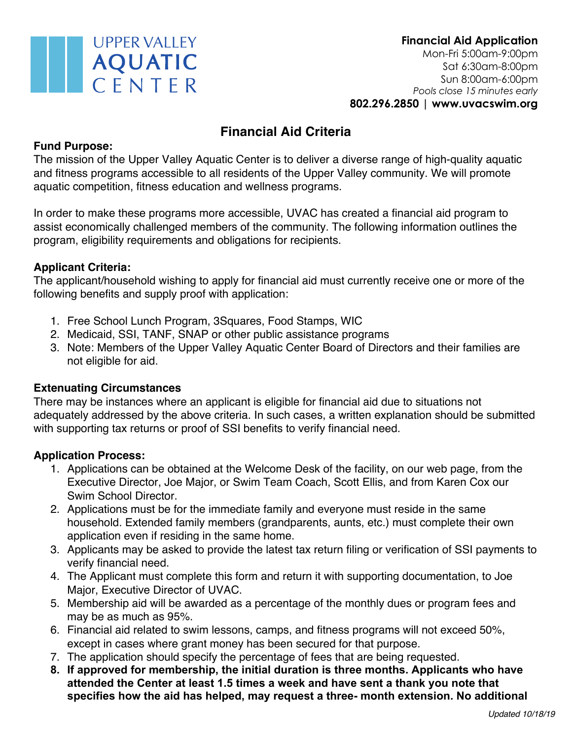UPPER VALLEY **AQUATIC** CENTER

**Financial Aid Application**
Mon-Fri 5:00am-9:00pm
Sat 6:30am-8:00pm
Sun 8:00am-6:00pm
*Pools close 15 minutes early*
**802.296.2850 | www.uvacswim.org**

## Financial Aid Criteria

**Fund Purpose:**
The mission of the Upper Valley Aquatic Center is to deliver a diverse range of high-quality aquatic and fitness programs accessible to all residents of the Upper Valley community. We will promote aquatic competition, fitness education and wellness programs.

In order to make these programs more accessible, UVAC has created a financial aid program to assist economically challenged members of the community. The following information outlines the program, eligibility requirements and obligations for recipients.

**Applicant Criteria:**
The applicant/household wishing to apply for financial aid must currently receive one or more of the following benefits and supply proof with application:

1. Free School Lunch Program, 3Squares, Food Stamps, WIC
2. Medicaid, SSI, TANF, SNAP or other public assistance programs
3. Note: Members of the Upper Valley Aquatic Center Board of Directors and their families are not eligible for aid.

**Extenuating Circumstances**
There may be instances where an applicant is eligible for financial aid due to situations not adequately addressed by the above criteria. In such cases, a written explanation should be submitted with supporting tax returns or proof of SSI benefits to verify financial need.

**Application Process:**
1. Applications can be obtained at the Welcome Desk of the facility, on our web page, from the Executive Director, Joe Major, or Swim Team Coach, Scott Ellis, and from Karen Cox our Swim School Director.
2. Applications must be for the immediate family and everyone must reside in the same household. Extended family members (grandparents, aunts, etc.) must complete their own application even if residing in the same home.
3. Applicants may be asked to provide the latest tax return filing or verification of SSI payments to verify financial need.
4. The Applicant must complete this form and return it with supporting documentation, to Joe Major, Executive Director of UVAC.
5. Membership aid will be awarded as a percentage of the monthly dues or program fees and may be as much as 95%.
6. Financial aid related to swim lessons, camps, and fitness programs will not exceed 50%, except in cases where grant money has been secured for that purpose.
7. The application should specify the percentage of fees that are being requested.
8. **If approved for membership, the initial duration is three months. Applicants who have attended the Center at least 1.5 times a week and have sent a thank you note that specifies how the aid has helped, may request a three- month extension. No additional**

*Updated 10/18/19*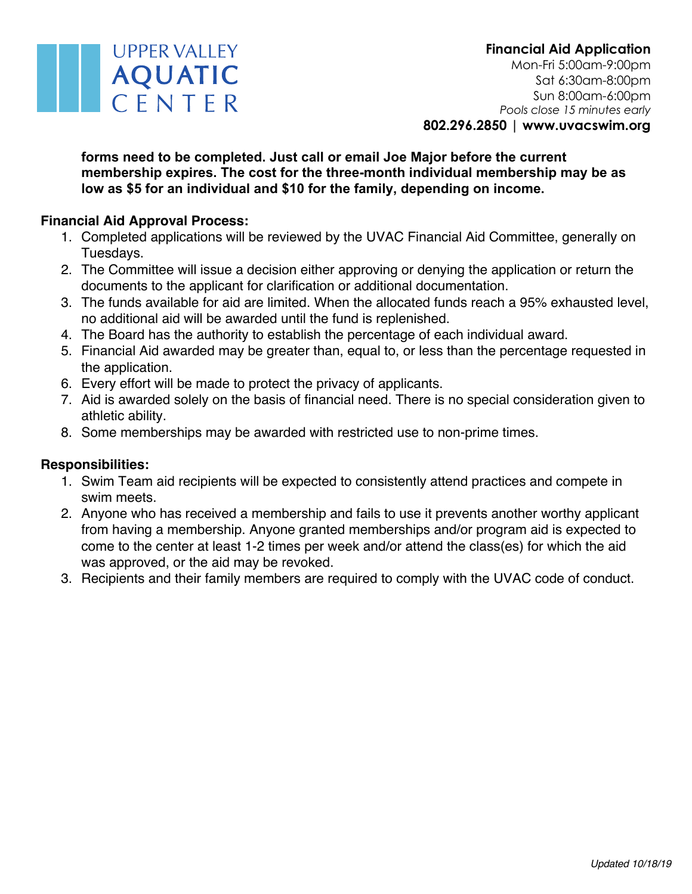**forms need to be completed. Just call or email Joe Major before the current membership expires. The cost for the three-month individual membership may be as low as $5 for an individual and $10 for the family, depending on income.**

**Financial Aid Approval Process:**

1. Completed applications will be reviewed by the UVAC Financial Aid Committee, generally on Tuesdays.
2. The Committee will issue a decision either approving or denying the application or return the documents to the applicant for clarification or additional documentation.
3. The funds available for aid are limited. When the allocated funds reach a 95% exhausted level, no additional aid will be awarded until the fund is replenished.
4. The Board has the authority to establish the percentage of each individual award.
5. Financial Aid awarded may be greater than, equal to, or less than the percentage requested in the application.
6. Every effort will be made to protect the privacy of applicants.
7. Aid is awarded solely on the basis of financial need. There is no special consideration given to athletic ability.
8. Some memberships may be awarded with restricted use to non-prime times.

**Responsibilities:**

1. Swim Team aid recipients will be expected to consistently attend practices and compete in swim meets.
2. Anyone who has received a membership and fails to use it prevents another worthy applicant from having a membership. Anyone granted memberships and/or program aid is expected to come to the center at least 1-2 times per week and/or attend the class(es) for which the aid was approved, or the aid may be revoked.
3. Recipients and their family members are required to comply with the UVAC code of conduct.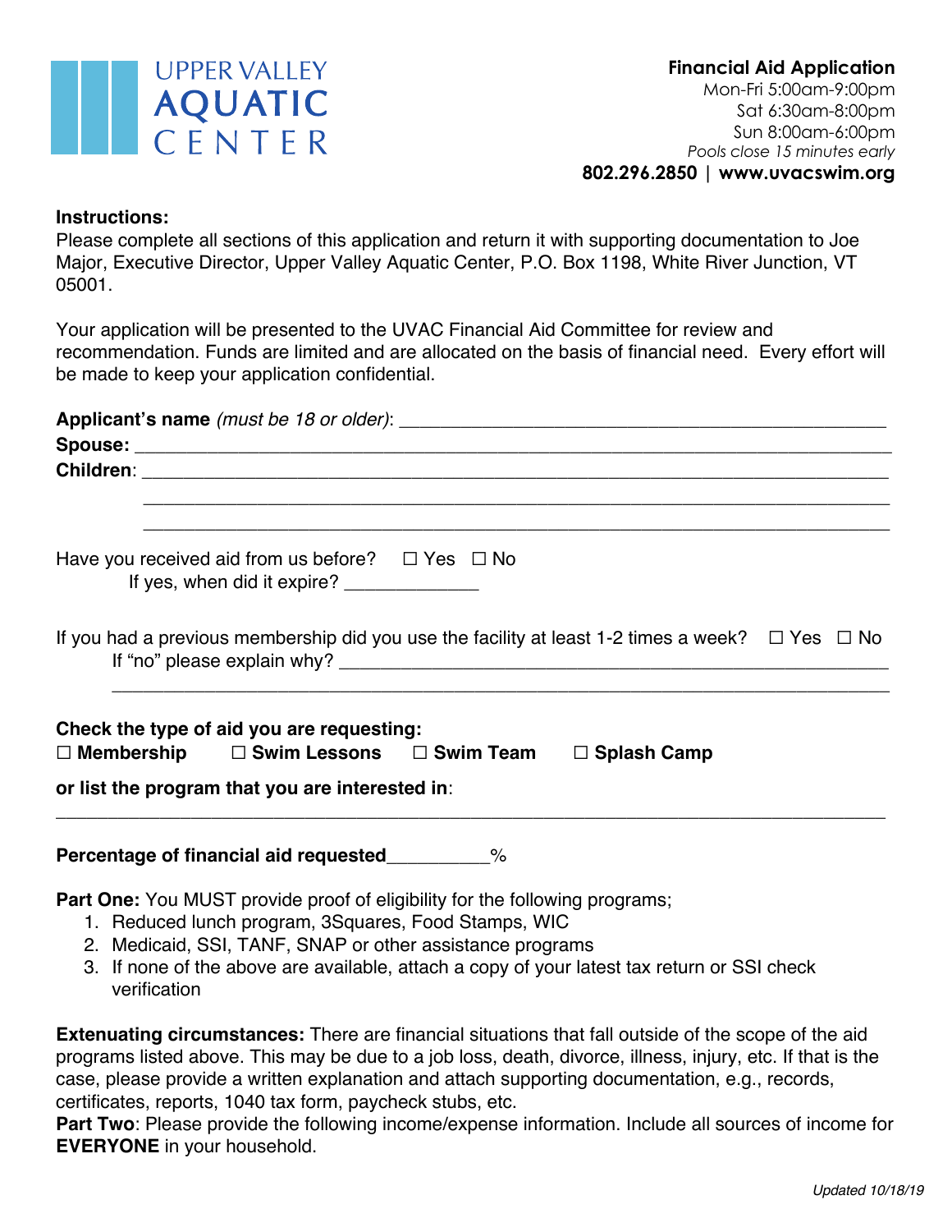UPPER VALLEY **AQUATIC** CENTER

**Financial Aid Application**
Mon-Fri 5:00am-9:00pm
Sat 6:30am-8:00pm
Sun 8:00am-6:00pm
*Pools close 15 minutes early*
**802.296.2850 | www.uvacswim.org**

**Instructions:**
Please complete all sections of this application and return it with supporting documentation to Joe Major, Executive Director, Upper Valley Aquatic Center, P.O. Box 1198, White River Junction, VT 05001.

Your application will be presented to the UVAC Financial Aid Committee for review and recommendation. Funds are limited and are allocated on the basis of financial need. Every effort will be made to keep your application confidential.

**Applicant's name** *(must be 18 or older)*: ______________________________________________

**Spouse:** ______________________________________________________________

**Children**: ______________________________________________________________

______________________________________________________________

______________________________________________________________

Have you received aid from us before? ☐ Yes ☐ No

If yes, when did it expire? _____________

If you had a previous membership did you use the facility at least 1-2 times a week? ☐ Yes ☐ No

If "no" please explain why? ______________________________________________

______________________________________________________________

**Check the type of aid you are requesting:**

☐ **Membership** ☐ **Swim Lessons** ☐ **Swim Team** ☐ **Splash Camp**

**or list the program that you are interested in**:

______________________________________________________________

**Percentage of financial aid requested**__________%

**Part One:** You MUST provide proof of eligibility for the following programs;

1. Reduced lunch program, 3Squares, Food Stamps, WIC
2. Medicaid, SSI, TANF, SNAP or other assistance programs
3. If none of the above are available, attach a copy of your latest tax return or SSI check verification

**Extenuating circumstances:** There are financial situations that fall outside of the scope of the aid programs listed above. This may be due to a job loss, death, divorce, illness, injury, etc. If that is the case, please provide a written explanation and attach supporting documentation, e.g., records, certificates, reports, 1040 tax form, paycheck stubs, etc.

**Part Two**: Please provide the following income/expense information. Include all sources of income for **EVERYONE** in your household.

*Updated 10/18/19*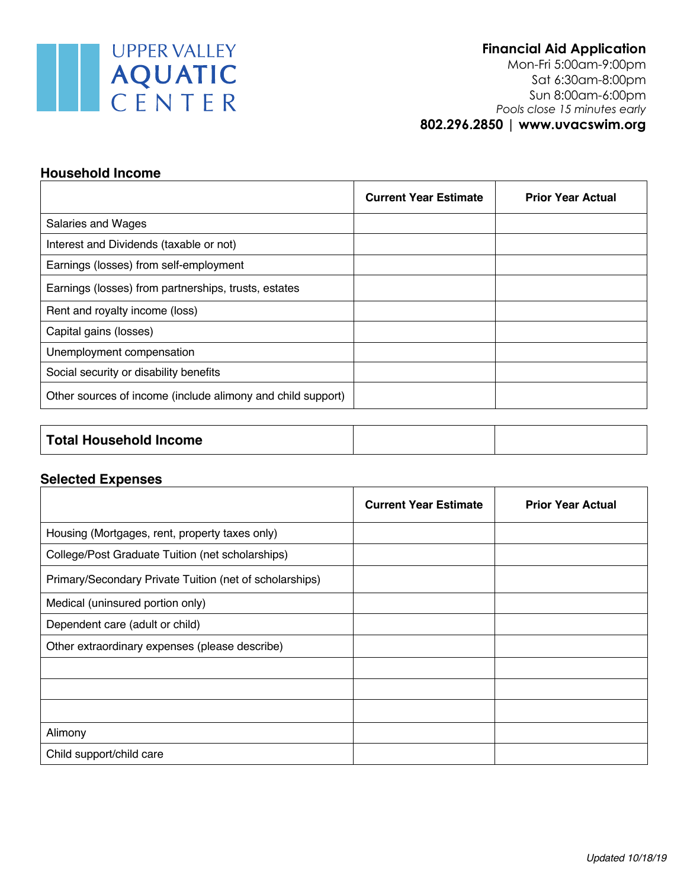UPPER VALLEY AQUATIC CENTER

**Financial Aid Application**
Mon-Fri 5:00am-9:00pm
Sat 6:30am-8:00pm
Sun 8:00am-6:00pm
*Pools close 15 minutes early*
**802.296.2850 | www.uvacswim.org**

### Household Income

| | Current Year Estimate | Prior Year Actual |
|---|---|---|
| Salaries and Wages | | |
| Interest and Dividends (taxable or not) | | |
| Earnings (losses) from self-employment | | |
| Earnings (losses) from partnerships, trusts, estates | | |
| Rent and royalty income (loss) | | |
| Capital gains (losses) | | |
| Unemployment compensation | | |
| Social security or disability benefits | | |
| Other sources of income (include alimony and child support) | | |
| **Total Household Income** | | |

### Selected Expenses

| | Current Year Estimate | Prior Year Actual |
|---|---|---|
| Housing (Mortgages, rent, property taxes only) | | |
| College/Post Graduate Tuition (net scholarships) | | |
| Primary/Secondary Private Tuition (net of scholarships) | | |
| Medical (uninsured portion only) | | |
| Dependent care (adult or child) | | |
| Other extraordinary expenses (please describe) | | |
| | | |
| | | |
| | | |
| Alimony | | |
| Child support/child care | | |

*Updated 10/18/19*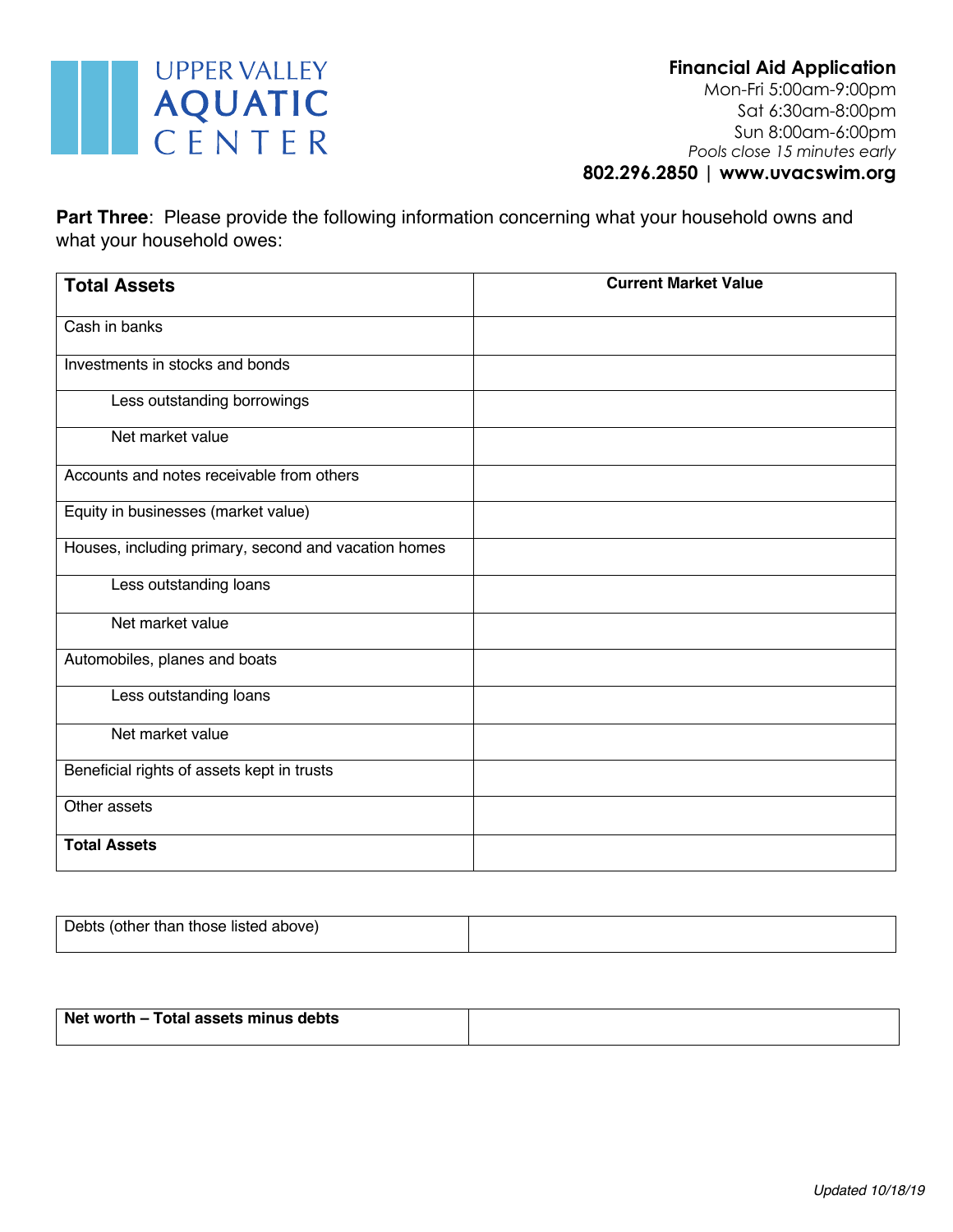# UPPER VALLEY AQUATIC CENTER

**Financial Aid Application**
Mon-Fri 5:00am-9:00pm
Sat 6:30am-8:00pm
Sun 8:00am-6:00pm
*Pools close 15 minutes early*
**802.296.2850 | www.uvacswim.org**

**Part Three**: Please provide the following information concerning what your household owns and what your household owes:

| **Total Assets** | **Current Market Value** |
|---|---|
| Cash in banks | |
| Investments in stocks and bonds | |
| Less outstanding borrowings | |
| Net market value | |
| Accounts and notes receivable from others | |
| Equity in businesses (market value) | |
| Houses, including primary, second and vacation homes | |
| Less outstanding loans | |
| Net market value | |
| Automobiles, planes and boats | |
| Less outstanding loans | |
| Net market value | |
| Beneficial rights of assets kept in trusts | |
| Other assets | |
| **Total Assets** | |

| Debts (other than those listed above) | |
|---|---|

| **Net worth – Total assets minus debts** | |
|---|---|

*Updated 10/18/19*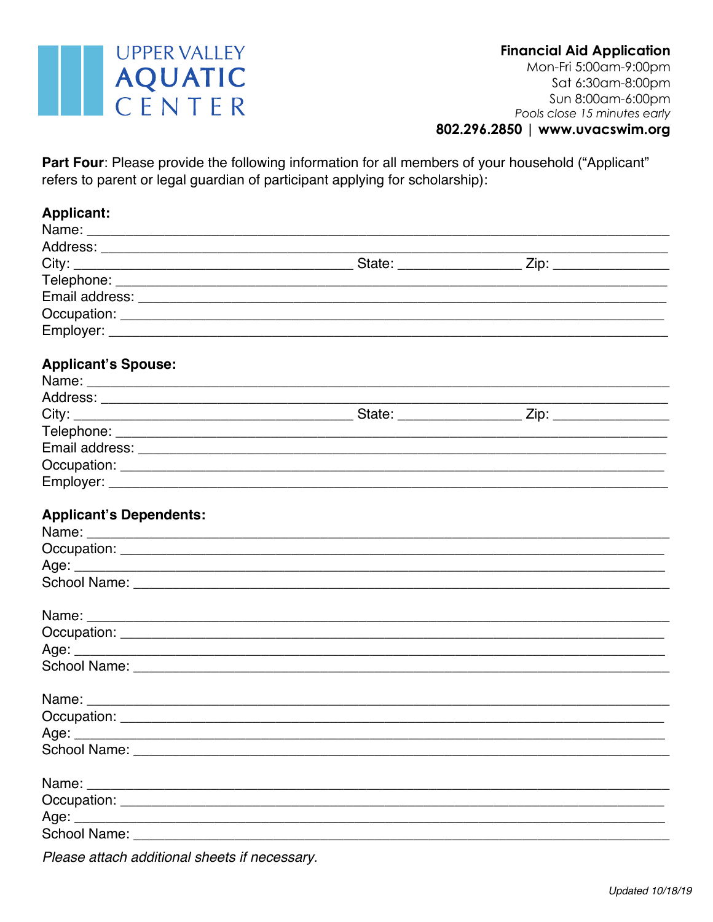UPPER VALLEY AQUATIC CENTER

**Financial Aid Application**
Mon-Fri 5:00am-9:00pm
Sat 6:30am-8:00pm
Sun 8:00am-6:00pm
*Pools close 15 minutes early*
**802.296.2850 | www.uvacswim.org**

**Part Four**: Please provide the following information for all members of your household ("Applicant" refers to parent or legal guardian of participant applying for scholarship):

**Applicant:**
Name: ___________________________________________________________________________
Address: _________________________________________________________________________
City: ___________________________________ State: ________________ Zip: _______________
Telephone: _______________________________________________________________________
Email address: ____________________________________________________________________
Occupation: ______________________________________________________________________
Employer: ________________________________________________________________________

**Applicant's Spouse:**
Name: ___________________________________________________________________________
Address: _________________________________________________________________________
City: ___________________________________ State: ________________ Zip: _______________
Telephone: _______________________________________________________________________
Email address: ____________________________________________________________________
Occupation: ______________________________________________________________________
Employer: ________________________________________________________________________

**Applicant's Dependents:**
Name: ___________________________________________________________________________
Occupation: ______________________________________________________________________
Age: _____________________________________________________________________________
School Name: _____________________________________________________________________

Name: ___________________________________________________________________________
Occupation: ______________________________________________________________________
Age: _____________________________________________________________________________
School Name: _____________________________________________________________________

Name: ___________________________________________________________________________
Occupation: ______________________________________________________________________
Age: _____________________________________________________________________________
School Name: _____________________________________________________________________

Name: ___________________________________________________________________________
Occupation: ______________________________________________________________________
Age: _____________________________________________________________________________
School Name: _____________________________________________________________________

*Please attach additional sheets if necessary.*

*Updated 10/18/19*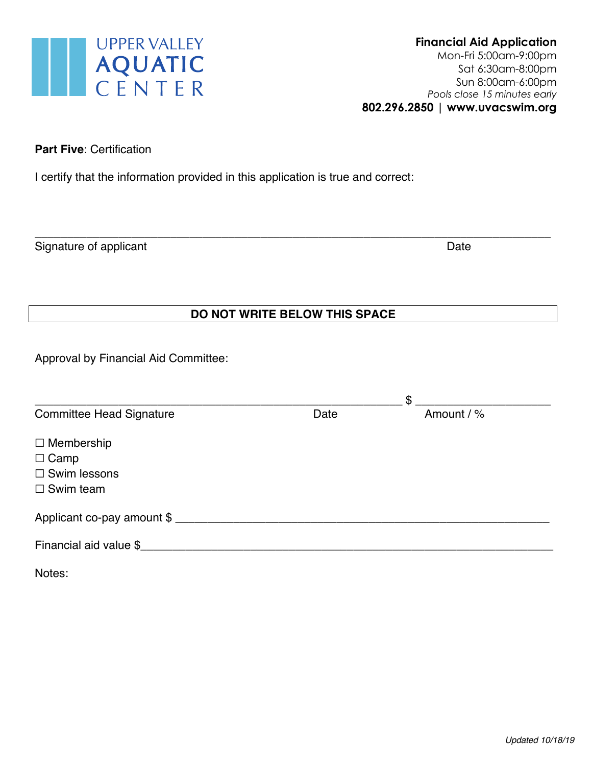UPPER VALLEY **AQUATIC** CENTER

**Financial Aid Application**
Mon-Fri 5:00am-9:00pm
Sat 6:30am-8:00pm
Sun 8:00am-6:00pm
*Pools close 15 minutes early*
**802.296.2850 | www.uvacswim.org**

**Part Five**: Certification

I certify that the information provided in this application is true and correct:

_______________________________________________________________________________

Signature of applicant Date

**DO NOT WRITE BELOW THIS SPACE**

Approval by Financial Aid Committee:

________________________________________________________ $ ____________________

Committee Head Signature Date Amount / %

☐ Membership
☐ Camp
☐ Swim lessons
☐ Swim team

Applicant co-pay amount $ ___________________________________________________

Financial aid value $________________________________________________________

Notes:

*Updated 10/18/19*